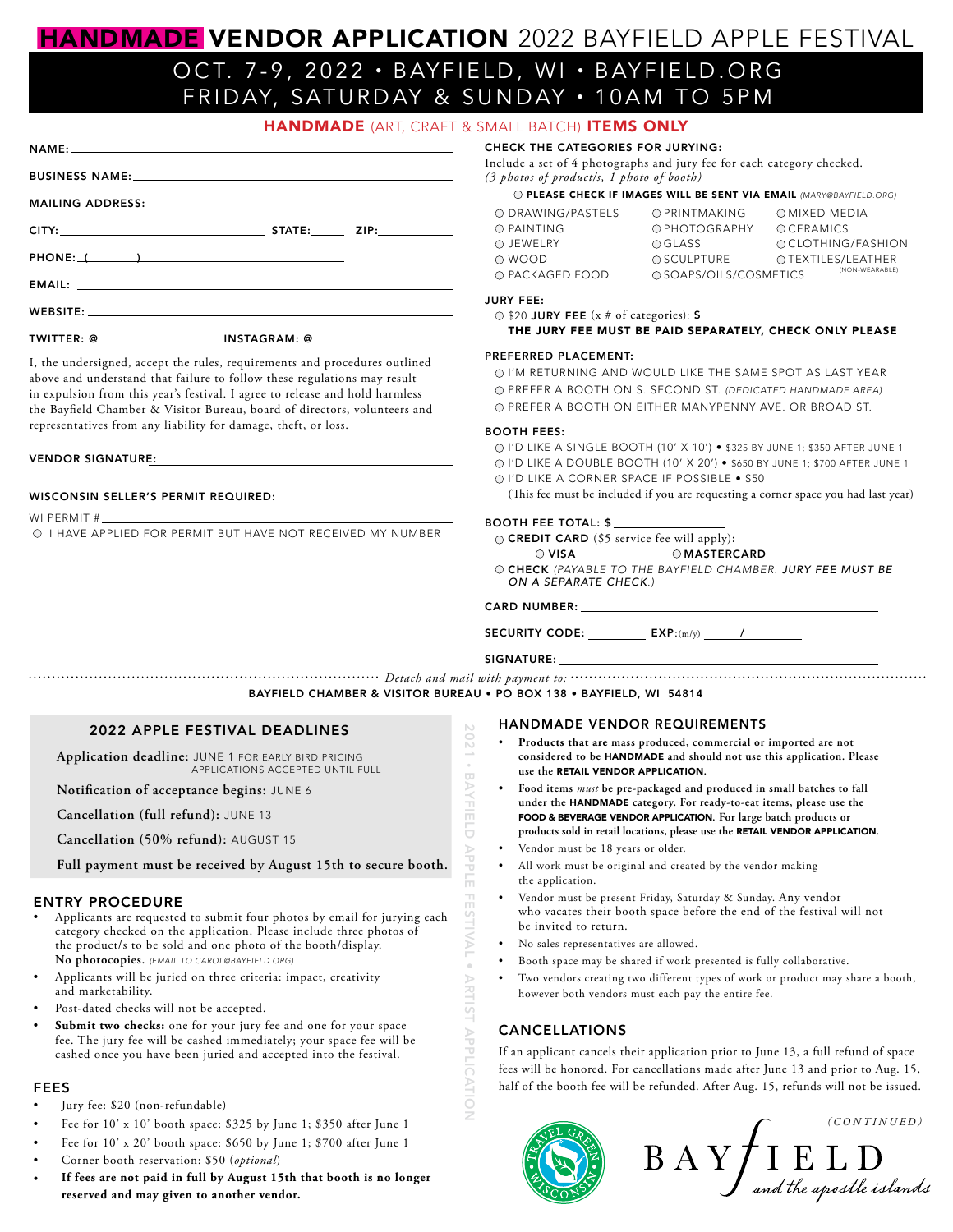# HANDMADE VENDOR APPLICATION 2022 BAYFIELD APPLE FESTIVAL

## OCT. 7-9, 2022 • BAYFIELD, WI • BAYFIELD.ORG
## FRIDAY, SATURDAY & SUNDAY • 10AM TO 5PM

### HANDMADE (ART, CRAFT & SMALL BATCH) ITEMS ONLY

NAME: ______________________________

BUSINESS NAME: ______________________________

MAILING ADDRESS: ______________________________

CITY: ______________ STATE: ______ ZIP: ______

PHONE: ( ) ______________________________

EMAIL: ______________________________

WEBSITE: ______________________________

TWITTER: @ ______________ INSTAGRAM: @ ______________

I, the undersigned, accept the rules, requirements and procedures outlined above and understand that failure to follow these regulations may result in expulsion from this year's festival. I agree to release and hold harmless the Bayfield Chamber & Visitor Bureau, board of directors, volunteers and representatives from any liability for damage, theft, or loss.

VENDOR SIGNATURE: ______________________________

WISCONSIN SELLER'S PERMIT REQUIRED:

WI PERMIT # ______________________________

○ I HAVE APPLIED FOR PERMIT BUT HAVE NOT RECEIVED MY NUMBER

**CHECK THE CATEGORIES FOR JURYING:**

Include a set of 4 photographs and jury fee for each category checked.
*(3 photos of product/s, 1 photo of booth)*

○ **PLEASE CHECK IF IMAGES WILL BE SENT VIA EMAIL** *(MARY@BAYFIELD.ORG)*

| | | |
|---|---|---|
| ○ DRAWING/PASTELS | ○ PRINTMAKING | ○ MIXED MEDIA |
| ○ PAINTING | ○ PHOTOGRAPHY | ○ CERAMICS |
| ○ JEWELRY | ○ GLASS | ○ CLOTHING/FASHION |
| ○ WOOD | ○ SCULPTURE | ○ TEXTILES/LEATHER (NON-WEARABLE) |
| ○ PACKAGED FOOD | ○ SOAPS/OILS/COSMETICS | |

**JURY FEE:**

○ $20 **JURY FEE** (x # of categories): **$** ______________

**THE JURY FEE MUST BE PAID SEPARATELY, CHECK ONLY PLEASE**

**PREFERRED PLACEMENT:**

○ I'M RETURNING AND WOULD LIKE THE SAME SPOT AS LAST YEAR
○ PREFER A BOOTH ON S. SECOND ST. *(DEDICATED HANDMADE AREA)*
○ PREFER A BOOTH ON EITHER MANYPENNY AVE. OR BROAD ST.

**BOOTH FEES:**

○ I'D LIKE A SINGLE BOOTH (10' X 10') • $325 BY JUNE 1; $350 AFTER JUNE 1
○ I'D LIKE A DOUBLE BOOTH (10' X 20') • $650 BY JUNE 1; $700 AFTER JUNE 1
○ I'D LIKE A CORNER SPACE IF POSSIBLE • $50
(This fee must be included if you are requesting a corner space you had last year)

**BOOTH FEE TOTAL: $** ______________

○ **CREDIT CARD** ($5 service fee will apply):
○ **VISA** ○ **MASTERCARD**

○ **CHECK** *(PAYABLE TO THE BAYFIELD CHAMBER. JURY FEE MUST BE ON A SEPARATE CHECK.)*

CARD NUMBER: ______________________________

SECURITY CODE: ________ EXP: (m/y) ____ / ____

SIGNATURE: ______________________________

*Detach and mail with payment to:*
BAYFIELD CHAMBER & VISITOR BUREAU • PO BOX 138 • BAYFIELD, WI 54814

## 2022 APPLE FESTIVAL DEADLINES

**Application deadline:** JUNE 1 FOR EARLY BIRD PRICING, APPLICATIONS ACCEPTED UNTIL FULL

**Notification of acceptance begins:** JUNE 6

**Cancellation (full refund):** JUNE 13

**Cancellation (50% refund):** AUGUST 15

**Full payment must be received by August 15th to secure booth.**

## ENTRY PROCEDURE

- Applicants are requested to submit four photos by email for jurying each category checked on the application. Please include three photos of the product/s to be sold and one photo of the booth/display. **No photocopies.** *(EMAIL TO CAROL@BAYFIELD.ORG)*
- Applicants will be juried on three criteria: impact, creativity and marketability.
- Post-dated checks will not be accepted.
- **Submit two checks:** one for your jury fee and one for your space fee. The jury fee will be cashed immediately; your space fee will be cashed once you have been juried and accepted into the festival.

## FEES

- Jury fee: $20 (non-refundable)
- Fee for 10' x 10' booth space: $325 by June 1; $350 after June 1
- Fee for 10' x 20' booth space: $650 by June 1; $700 after June 1
- Corner booth reservation: $50 (*optional*)
- **If fees are not paid in full by August 15th that booth is no longer reserved and may given to another vendor.**

2021 • BAYFIELD APPLE FESTIVAL • ARTIST APPLICATION

## HANDMADE VENDOR REQUIREMENTS

- **Products that are mass produced, commercial or imported are not considered to be HANDMADE and should not use this application. Please use the RETAIL VENDOR APPLICATION.**
- **Food items *must* be pre-packaged and produced in small batches to fall under the HANDMADE category. For ready-to-eat items, please use the FOOD & BEVERAGE VENDOR APPLICATION. For large batch products or products sold in retail locations, please use the RETAIL VENDOR APPLICATION.**
- Vendor must be 18 years or older.
- All work must be original and created by the vendor making the application.
- Vendor must be present Friday, Saturday & Sunday. Any vendor who vacates their booth space before the end of the festival will not be invited to return.
- No sales representatives are allowed.
- Booth space may be shared if work presented is fully collaborative.
- Two vendors creating two different types of work or product may share a booth, however both vendors must each pay the entire fee.

## CANCELLATIONS

If an applicant cancels their application prior to June 13, a full refund of space fees will be honored. For cancellations made after June 13 and prior to Aug. 15, half of the booth fee will be refunded. After Aug. 15, refunds will not be issued.

*(CONTINUED)*

TRAVEL GREEN WISCONSIN

BAYFIELD *and the apostle islands*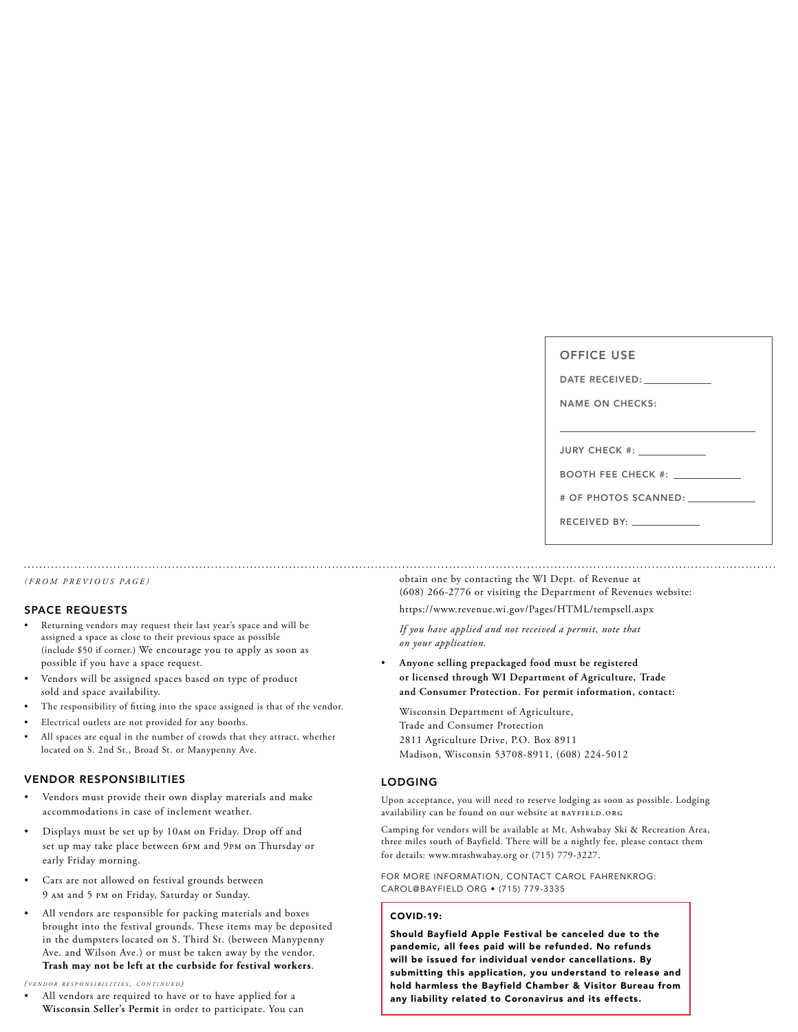## OFFICE USE

DATE RECEIVED: ____________

NAME ON CHECKS:

______________________________

JURY CHECK #: ____________

BOOTH FEE CHECK #: ____________

# OF PHOTOS SCANNED: ____________

RECEIVED BY: ____________

*(FROM PREVIOUS PAGE)*

## SPACE REQUESTS

- Returning vendors may request their last year's space and will be assigned a space as close to their previous space as possible (include $50 if corner.) We encourage you to apply as soon as possible if you have a space request.
- Vendors will be assigned spaces based on type of product sold and space availability.
- The responsibility of fitting into the space assigned is that of the vendor.
- Electrical outlets are not provided for any booths.
- All spaces are equal in the number of crowds that they attract, whether located on S. 2nd St., Broad St. or Manypenny Ave.

## VENDOR RESPONSIBILITIES

- Vendors must provide their own display materials and make accommodations in case of inclement weather.
- Displays must be set up by 10AM on Friday. Drop off and set up may take place between 6PM and 9PM on Thursday or early Friday morning.
- Cars are not allowed on festival grounds between 9 AM and 5 PM on Friday, Saturday or Sunday.
- All vendors are responsible for packing materials and boxes brought into the festival grounds. These items may be deposited in the dumpsters located on S. Third St. (between Manypenny Ave. and Wilson Ave.) or must be taken away by the vendor. **Trash may not be left at the curbside for festival workers**.

*(VENDOR RESPONSIBILITIES, CONTINUED)*

- All vendors are required to have or to have applied for a **Wisconsin Seller's Permit** in order to participate. You can obtain one by contacting the WI Dept. of Revenue at (608) 266-2776 or visiting the Department of Revenues website:

  https://www.revenue.wi.gov/Pages/HTML/tempsell.aspx

  *If you have applied and not received a permit, note that on your application.*

- **Anyone selling prepackaged food must be registered or licensed through WI Department of Agriculture, Trade and Consumer Protection. For permit information, contact:**

  Wisconsin Department of Agriculture,
  Trade and Consumer Protection
  2811 Agriculture Drive, P.O. Box 8911
  Madison, Wisconsin 53708-8911, (608) 224-5012

## LODGING

Upon acceptance, you will need to reserve lodging as soon as possible. Lodging availability can be found on our website at BAYFIELD.ORG

Camping for vendors will be available at Mt. Ashwabay Ski & Recreation Area, three miles south of Bayfield. There will be a nightly fee, please contact them for details: www.mtashwabay.org or (715) 779-3227.

FOR MORE INFORMATION, CONTACT CAROL FAHRENKROG: CAROL@BAYFIELD ORG • (715) 779-3335

**COVID-19:**

**Should Bayfield Apple Festival be canceled due to the pandemic, all fees paid will be refunded. No refunds will be issued for individual vendor cancellations. By submitting this application, you understand to release and hold harmless the Bayfield Chamber & Visitor Bureau from any liability related to Coronavirus and its effects.**